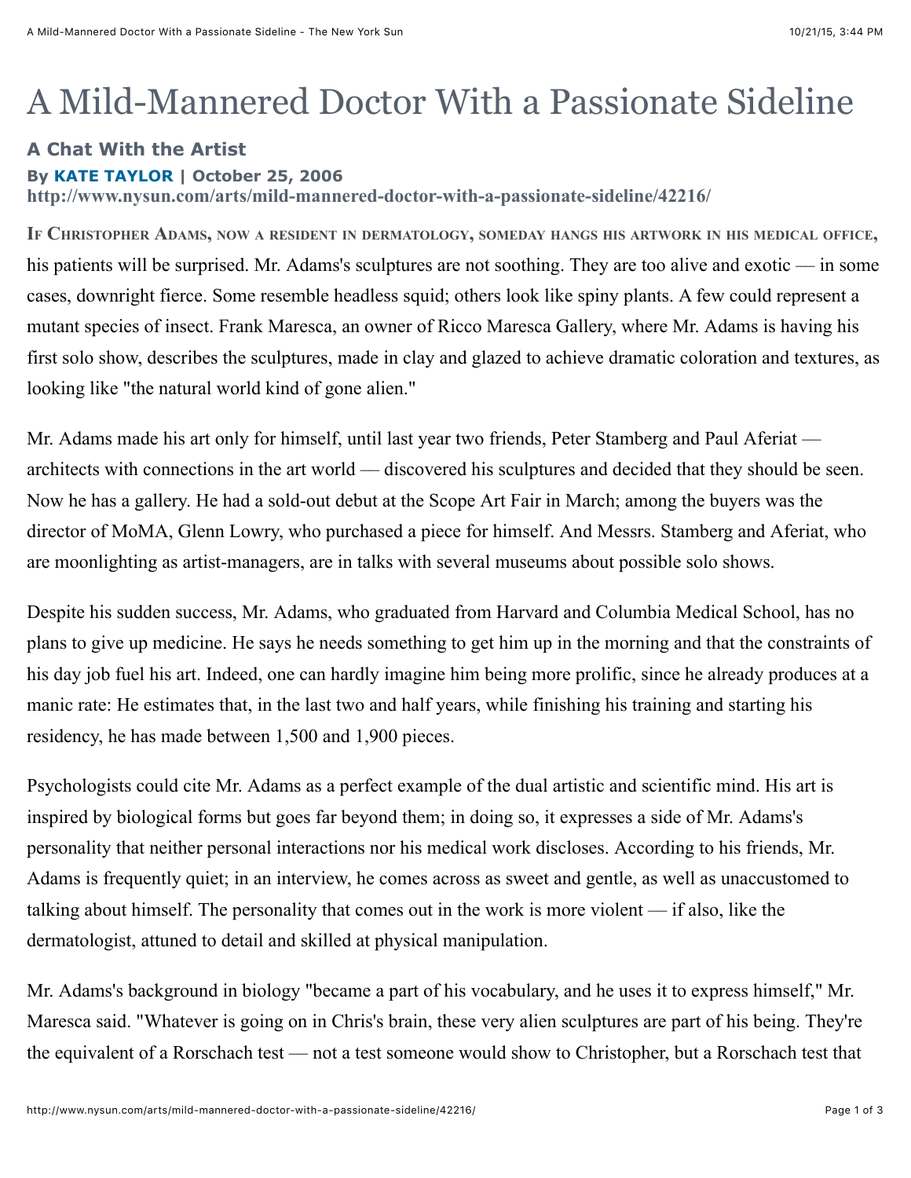# A Mild-Mannered Doctor With a Passionate Sideline

### A Chat With the Artist

**By KATE TAYLOR | October 25, 2006**
**http://www.nysun.com/arts/mild-mannered-doctor-with-a-passionate-sideline/42216/**

IF CHRISTOPHER ADAMS, NOW A RESIDENT IN DERMATOLOGY, SOMEDAY HANGS HIS ARTWORK IN HIS MEDICAL OFFICE, his patients will be surprised. Mr. Adams's sculptures are not soothing. They are too alive and exotic — in some cases, downright fierce. Some resemble headless squid; others look like spiny plants. A few could represent a mutant species of insect. Frank Maresca, an owner of Ricco Maresca Gallery, where Mr. Adams is having his first solo show, describes the sculptures, made in clay and glazed to achieve dramatic coloration and textures, as looking like "the natural world kind of gone alien."

Mr. Adams made his art only for himself, until last year two friends, Peter Stamberg and Paul Aferiat — architects with connections in the art world — discovered his sculptures and decided that they should be seen. Now he has a gallery. He had a sold-out debut at the Scope Art Fair in March; among the buyers was the director of MoMA, Glenn Lowry, who purchased a piece for himself. And Messrs. Stamberg and Aferiat, who are moonlighting as artist-managers, are in talks with several museums about possible solo shows.

Despite his sudden success, Mr. Adams, who graduated from Harvard and Columbia Medical School, has no plans to give up medicine. He says he needs something to get him up in the morning and that the constraints of his day job fuel his art. Indeed, one can hardly imagine him being more prolific, since he already produces at a manic rate: He estimates that, in the last two and half years, while finishing his training and starting his residency, he has made between 1,500 and 1,900 pieces.

Psychologists could cite Mr. Adams as a perfect example of the dual artistic and scientific mind. His art is inspired by biological forms but goes far beyond them; in doing so, it expresses a side of Mr. Adams's personality that neither personal interactions nor his medical work discloses. According to his friends, Mr. Adams is frequently quiet; in an interview, he comes across as sweet and gentle, as well as unaccustomed to talking about himself. The personality that comes out in the work is more violent — if also, like the dermatologist, attuned to detail and skilled at physical manipulation.

Mr. Adams's background in biology "became a part of his vocabulary, and he uses it to express himself," Mr. Maresca said. "Whatever is going on in Chris's brain, these very alien sculptures are part of his being. They're the equivalent of a Rorschach test — not a test someone would show to Christopher, but a Rorschach test that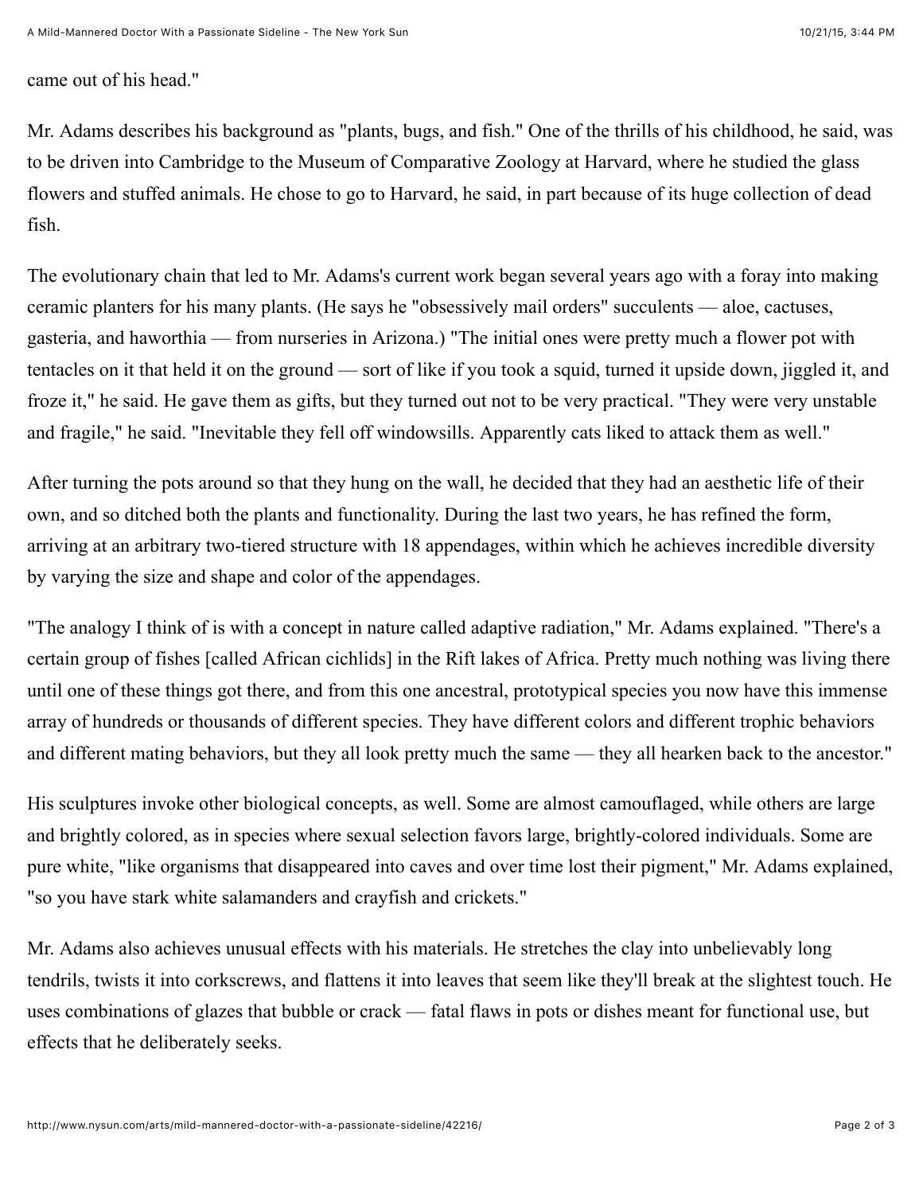came out of his head."

Mr. Adams describes his background as "plants, bugs, and fish." One of the thrills of his childhood, he said, was to be driven into Cambridge to the Museum of Comparative Zoology at Harvard, where he studied the glass flowers and stuffed animals. He chose to go to Harvard, he said, in part because of its huge collection of dead fish.

The evolutionary chain that led to Mr. Adams's current work began several years ago with a foray into making ceramic planters for his many plants. (He says he "obsessively mail orders" succulents — aloe, cactuses, gasteria, and haworthia — from nurseries in Arizona.) "The initial ones were pretty much a flower pot with tentacles on it that held it on the ground — sort of like if you took a squid, turned it upside down, jiggled it, and froze it," he said. He gave them as gifts, but they turned out not to be very practical. "They were very unstable and fragile," he said. "Inevitable they fell off windowsills. Apparently cats liked to attack them as well."

After turning the pots around so that they hung on the wall, he decided that they had an aesthetic life of their own, and so ditched both the plants and functionality. During the last two years, he has refined the form, arriving at an arbitrary two-tiered structure with 18 appendages, within which he achieves incredible diversity by varying the size and shape and color of the appendages.

"The analogy I think of is with a concept in nature called adaptive radiation," Mr. Adams explained. "There's a certain group of fishes [called African cichlids] in the Rift lakes of Africa. Pretty much nothing was living there until one of these things got there, and from this one ancestral, prototypical species you now have this immense array of hundreds or thousands of different species. They have different colors and different trophic behaviors and different mating behaviors, but they all look pretty much the same — they all hearken back to the ancestor."

His sculptures invoke other biological concepts, as well. Some are almost camouflaged, while others are large and brightly colored, as in species where sexual selection favors large, brightly-colored individuals. Some are pure white, "like organisms that disappeared into caves and over time lost their pigment," Mr. Adams explained, "so you have stark white salamanders and crayfish and crickets."

Mr. Adams also achieves unusual effects with his materials. He stretches the clay into unbelievably long tendrils, twists it into corkscrews, and flattens it into leaves that seem like they'll break at the slightest touch. He uses combinations of glazes that bubble or crack — fatal flaws in pots or dishes meant for functional use, but effects that he deliberately seeks.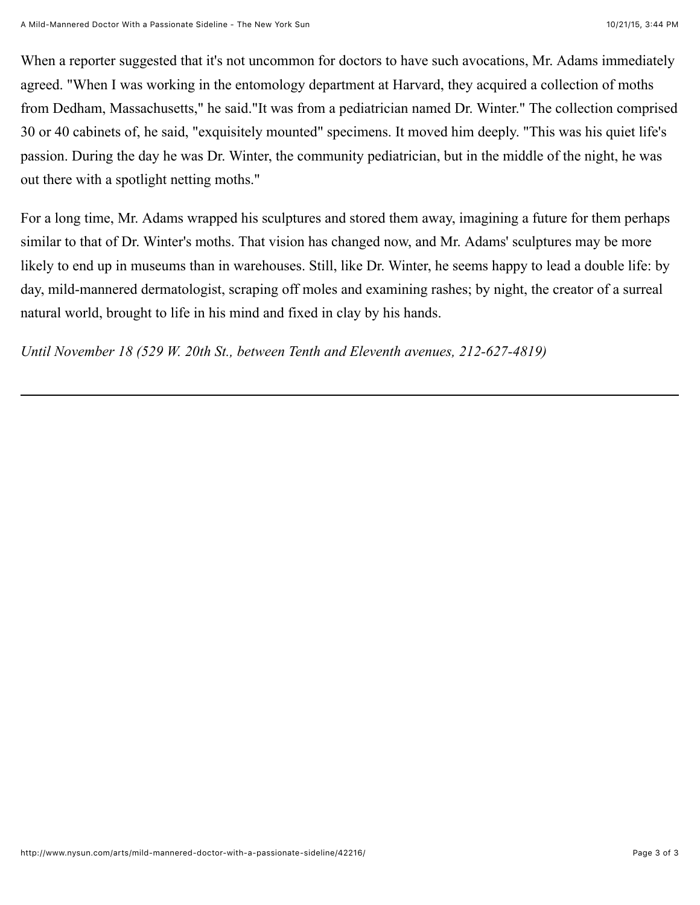When a reporter suggested that it's not uncommon for doctors to have such avocations, Mr. Adams immediately agreed. "When I was working in the entomology department at Harvard, they acquired a collection of moths from Dedham, Massachusetts," he said."It was from a pediatrician named Dr. Winter." The collection comprised 30 or 40 cabinets of, he said, "exquisitely mounted" specimens. It moved him deeply. "This was his quiet life's passion. During the day he was Dr. Winter, the community pediatrician, but in the middle of the night, he was out there with a spotlight netting moths."

For a long time, Mr. Adams wrapped his sculptures and stored them away, imagining a future for them perhaps similar to that of Dr. Winter's moths. That vision has changed now, and Mr. Adams' sculptures may be more likely to end up in museums than in warehouses. Still, like Dr. Winter, he seems happy to lead a double life: by day, mild-mannered dermatologist, scraping off moles and examining rashes; by night, the creator of a surreal natural world, brought to life in his mind and fixed in clay by his hands.

*Until November 18 (529 W. 20th St., between Tenth and Eleventh avenues, 212-627-4819)*

---